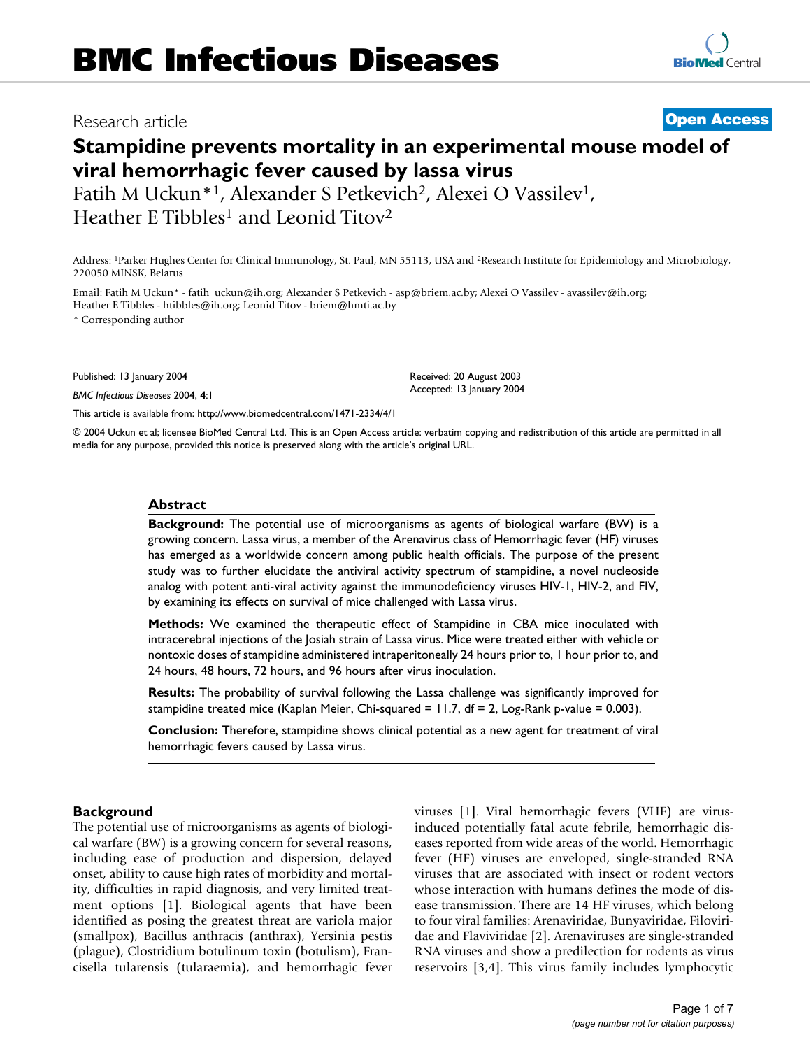BMC Infectious Diseases

Research article

Open Access

# Stampidine prevents mortality in an experimental mouse model of viral hemorrhagic fever caused by lassa virus

Fatih M Uckun*[1], Alexander S Petkevich[2], Alexei O Vassilev[1], Heather E Tibbles[1] and Leonid Titov[2]

Address: [1]Parker Hughes Center for Clinical Immunology, St. Paul, MN 55113, USA and [2]Research Institute for Epidemiology and Microbiology, 220050 MINSK, Belarus

Email: Fatih M Uckun* - fatih_uckun@ih.org; Alexander S Petkevich - asp@briem.ac.by; Alexei O Vassilev - avassilev@ih.org; Heather E Tibbles - htibbles@ih.org; Leonid Titov - briem@hmti.ac.by

* Corresponding author

Published: 13 January 2004

*BMC Infectious Diseases* 2004, **4**:1

Received: 20 August 2003
Accepted: 13 January 2004

This article is available from: http://www.biomedcentral.com/1471-2334/4/1

© 2004 Uckun et al; licensee BioMed Central Ltd. This is an Open Access article: verbatim copying and redistribution of this article are permitted in all media for any purpose, provided this notice is preserved along with the article's original URL.

## Abstract

**Background:** The potential use of microorganisms as agents of biological warfare (BW) is a growing concern. Lassa virus, a member of the Arenavirus class of Hemorrhagic fever (HF) viruses has emerged as a worldwide concern among public health officials. The purpose of the present study was to further elucidate the antiviral activity spectrum of stampidine, a novel nucleoside analog with potent anti-viral activity against the immunodeficiency viruses HIV-1, HIV-2, and FIV, by examining its effects on survival of mice challenged with Lassa virus.

**Methods:** We examined the therapeutic effect of Stampidine in CBA mice inoculated with intracerebral injections of the Josiah strain of Lassa virus. Mice were treated either with vehicle or nontoxic doses of stampidine administered intraperitoneally 24 hours prior to, 1 hour prior to, and 24 hours, 48 hours, 72 hours, and 96 hours after virus inoculation.

**Results:** The probability of survival following the Lassa challenge was significantly improved for stampidine treated mice (Kaplan Meier, Chi-squared = 11.7, df = 2, Log-Rank p-value = 0.003).

**Conclusion:** Therefore, stampidine shows clinical potential as a new agent for treatment of viral hemorrhagic fevers caused by Lassa virus.

## Background

The potential use of microorganisms as agents of biological warfare (BW) is a growing concern for several reasons, including ease of production and dispersion, delayed onset, ability to cause high rates of morbidity and mortality, difficulties in rapid diagnosis, and very limited treatment options [1]. Biological agents that have been identified as posing the greatest threat are variola major (smallpox), Bacillus anthracis (anthrax), Yersinia pestis (plague), Clostridium botulinum toxin (botulism), Francisella tularensis (tularaemia), and hemorrhagic fever viruses [1]. Viral hemorrhagic fevers (VHF) are virus-induced potentially fatal acute febrile, hemorrhagic diseases reported from wide areas of the world. Hemorrhagic fever (HF) viruses are enveloped, single-stranded RNA viruses that are associated with insect or rodent vectors whose interaction with humans defines the mode of disease transmission. There are 14 HF viruses, which belong to four viral families: Arenaviridae, Bunyaviridae, Filoviridae and Flaviviridae [2]. Arenaviruses are single-stranded RNA viruses and show a predilection for rodents as virus reservoirs [3,4]. This virus family includes lymphocytic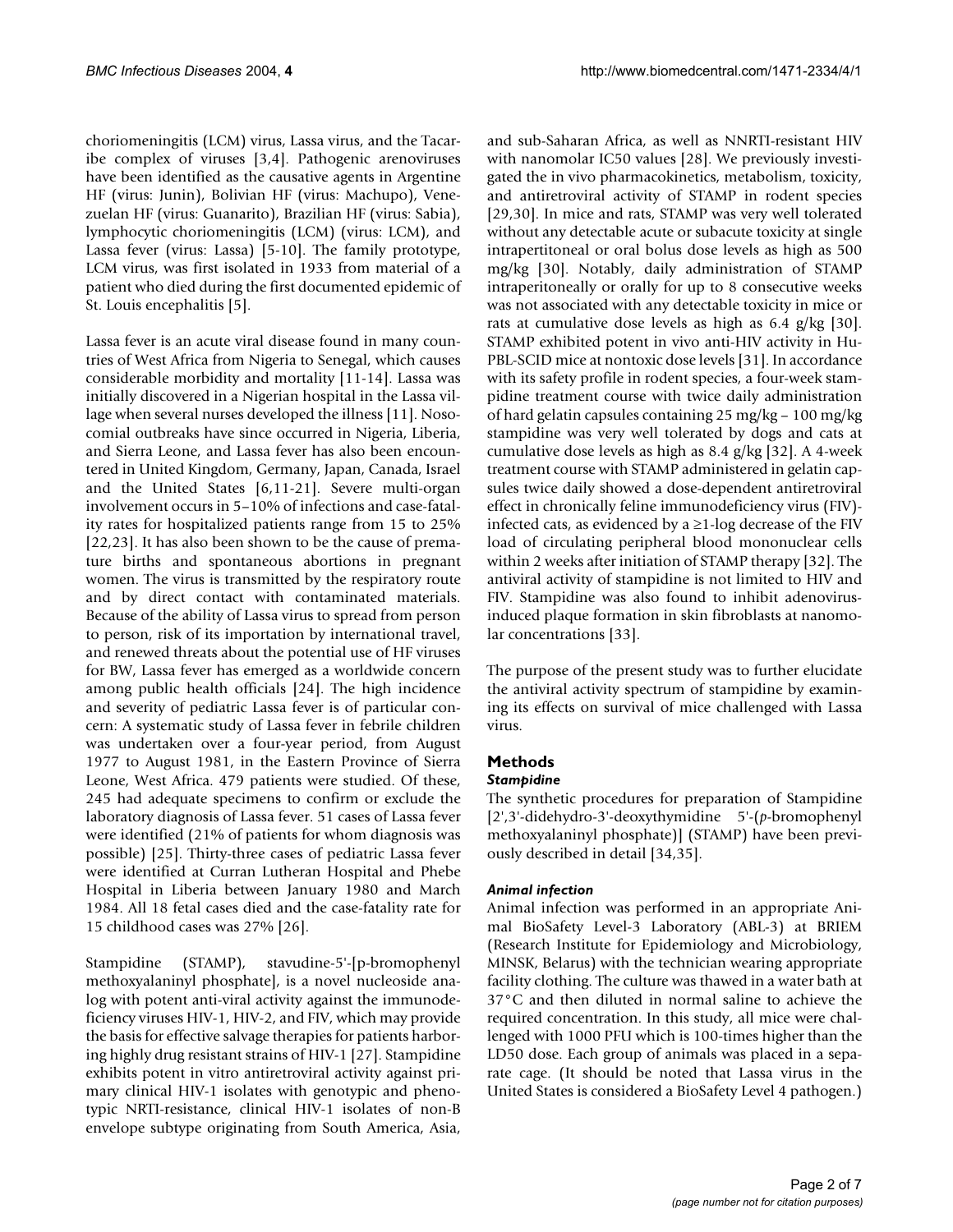choriomeningitis (LCM) virus, Lassa virus, and the Tacaribe complex of viruses [3,4]. Pathogenic arenoviruses have been identified as the causative agents in Argentine HF (virus: Junin), Bolivian HF (virus: Machupo), Venezuelan HF (virus: Guanarito), Brazilian HF (virus: Sabia), lymphocytic choriomeningitis (LCM) (virus: LCM), and Lassa fever (virus: Lassa) [5-10]. The family prototype, LCM virus, was first isolated in 1933 from material of a patient who died during the first documented epidemic of St. Louis encephalitis [5].

Lassa fever is an acute viral disease found in many countries of West Africa from Nigeria to Senegal, which causes considerable morbidity and mortality [11-14]. Lassa was initially discovered in a Nigerian hospital in the Lassa village when several nurses developed the illness [11]. Nosocomial outbreaks have since occurred in Nigeria, Liberia, and Sierra Leone, and Lassa fever has also been encountered in United Kingdom, Germany, Japan, Canada, Israel and the United States [6,11-21]. Severe multi-organ involvement occurs in 5–10% of infections and case-fatality rates for hospitalized patients range from 15 to 25% [22,23]. It has also been shown to be the cause of premature births and spontaneous abortions in pregnant women. The virus is transmitted by the respiratory route and by direct contact with contaminated materials. Because of the ability of Lassa virus to spread from person to person, risk of its importation by international travel, and renewed threats about the potential use of HF viruses for BW, Lassa fever has emerged as a worldwide concern among public health officials [24]. The high incidence and severity of pediatric Lassa fever is of particular concern: A systematic study of Lassa fever in febrile children was undertaken over a four-year period, from August 1977 to August 1981, in the Eastern Province of Sierra Leone, West Africa. 479 patients were studied. Of these, 245 had adequate specimens to confirm or exclude the laboratory diagnosis of Lassa fever. 51 cases of Lassa fever were identified (21% of patients for whom diagnosis was possible) [25]. Thirty-three cases of pediatric Lassa fever were identified at Curran Lutheran Hospital and Phebe Hospital in Liberia between January 1980 and March 1984. All 18 fetal cases died and the case-fatality rate for 15 childhood cases was 27% [26].

Stampidine (STAMP), stavudine-5'-[p-bromophenyl methoxyalaninyl phosphate], is a novel nucleoside analog with potent anti-viral activity against the immunodeficiency viruses HIV-1, HIV-2, and FIV, which may provide the basis for effective salvage therapies for patients harboring highly drug resistant strains of HIV-1 [27]. Stampidine exhibits potent in vitro antiretroviral activity against primary clinical HIV-1 isolates with genotypic and phenotypic NRTI-resistance, clinical HIV-1 isolates of non-B envelope subtype originating from South America, Asia, and sub-Saharan Africa, as well as NNRTI-resistant HIV with nanomolar IC50 values [28]. We previously investigated the in vivo pharmacokinetics, metabolism, toxicity, and antiretroviral activity of STAMP in rodent species [29,30]. In mice and rats, STAMP was very well tolerated without any detectable acute or subacute toxicity at single intrapertitoneal or oral bolus dose levels as high as 500 mg/kg [30]. Notably, daily administration of STAMP intraperitoneally or orally for up to 8 consecutive weeks was not associated with any detectable toxicity in mice or rats at cumulative dose levels as high as 6.4 g/kg [30]. STAMP exhibited potent in vivo anti-HIV activity in Hu-PBL-SCID mice at nontoxic dose levels [31]. In accordance with its safety profile in rodent species, a four-week stampidine treatment course with twice daily administration of hard gelatin capsules containing 25 mg/kg – 100 mg/kg stampidine was very well tolerated by dogs and cats at cumulative dose levels as high as 8.4 g/kg [32]. A 4-week treatment course with STAMP administered in gelatin capsules twice daily showed a dose-dependent antiretroviral effect in chronically feline immunodeficiency virus (FIV)-infected cats, as evidenced by a ≥1-log decrease of the FIV load of circulating peripheral blood mononuclear cells within 2 weeks after initiation of STAMP therapy [32]. The antiviral activity of stampidine is not limited to HIV and FIV. Stampidine was also found to inhibit adenovirus-induced plaque formation in skin fibroblasts at nanomolar concentrations [33].

The purpose of the present study was to further elucidate the antiviral activity spectrum of stampidine by examining its effects on survival of mice challenged with Lassa virus.

## Methods

### *Stampidine*

The synthetic procedures for preparation of Stampidine [2',3'-didehydro-3'-deoxythymidine 5'-(*p*-bromophenyl methoxyalaninyl phosphate)] (STAMP) have been previously described in detail [34,35].

### *Animal infection*

Animal infection was performed in an appropriate Animal BioSafety Level-3 Laboratory (ABL-3) at BRIEM (Research Institute for Epidemiology and Microbiology, MINSK, Belarus) with the technician wearing appropriate facility clothing. The culture was thawed in a water bath at 37°C and then diluted in normal saline to achieve the required concentration. In this study, all mice were challenged with 1000 PFU which is 100-times higher than the LD50 dose. Each group of animals was placed in a separate cage. (It should be noted that Lassa virus in the United States is considered a BioSafety Level 4 pathogen.)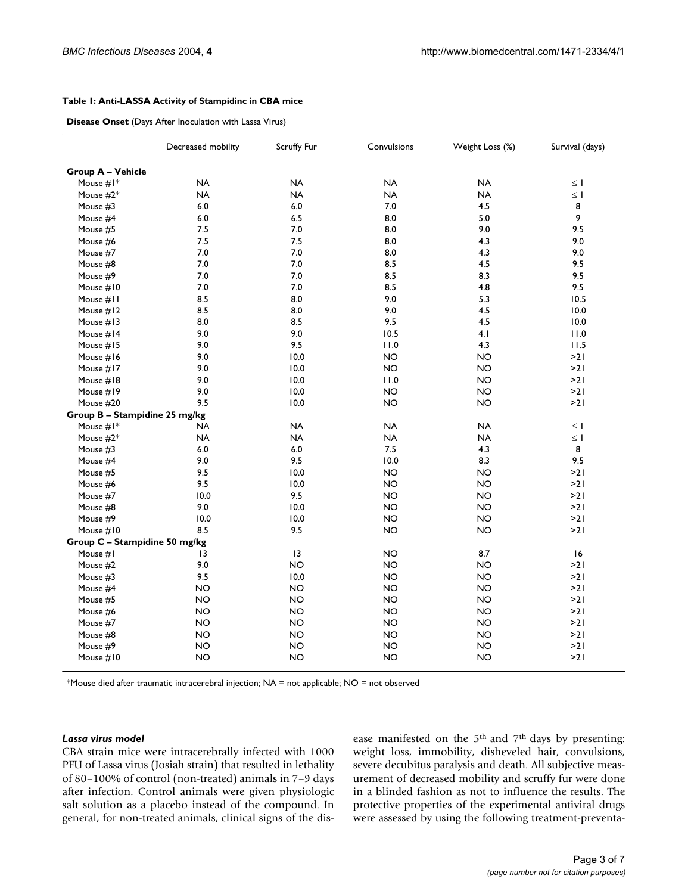**Table 1: Anti-LASSA Activity of Stampidinc in CBA mice**

| **Disease Onset** (Days After Inoculation with Lassa Virus) | | | | | |
|---|---|---|---|---|---|
| | Decreased mobility | Scruffy Fur | Convulsions | Weight Loss (%) | Survival (days) |
| **Group A – Vehicle** | | | | | |
| Mouse #1* | NA | NA | NA | NA | ≤ 1 |
| Mouse #2* | NA | NA | NA | NA | ≤ 1 |
| Mouse #3 | 6.0 | 6.0 | 7.0 | 4.5 | 8 |
| Mouse #4 | 6.0 | 6.5 | 8.0 | 5.0 | 9 |
| Mouse #5 | 7.5 | 7.0 | 8.0 | 9.0 | 9.5 |
| Mouse #6 | 7.5 | 7.5 | 8.0 | 4.3 | 9.0 |
| Mouse #7 | 7.0 | 7.0 | 8.0 | 4.3 | 9.0 |
| Mouse #8 | 7.0 | 7.0 | 8.5 | 4.5 | 9.5 |
| Mouse #9 | 7.0 | 7.0 | 8.5 | 8.3 | 9.5 |
| Mouse #10 | 7.0 | 7.0 | 8.5 | 4.8 | 9.5 |
| Mouse #11 | 8.5 | 8.0 | 9.0 | 5.3 | 10.5 |
| Mouse #12 | 8.5 | 8.0 | 9.0 | 4.5 | 10.0 |
| Mouse #13 | 8.0 | 8.5 | 9.5 | 4.5 | 10.0 |
| Mouse #14 | 9.0 | 9.0 | 10.5 | 4.1 | 11.0 |
| Mouse #15 | 9.0 | 9.5 | 11.0 | 4.3 | 11.5 |
| Mouse #16 | 9.0 | 10.0 | NO | NO | >21 |
| Mouse #17 | 9.0 | 10.0 | NO | NO | >21 |
| Mouse #18 | 9.0 | 10.0 | 11.0 | NO | >21 |
| Mouse #19 | 9.0 | 10.0 | NO | NO | >21 |
| Mouse #20 | 9.5 | 10.0 | NO | NO | >21 |
| **Group B – Stampidine 25 mg/kg** | | | | | |
| Mouse #1* | NA | NA | NA | NA | ≤ 1 |
| Mouse #2* | NA | NA | NA | NA | ≤ 1 |
| Mouse #3 | 6.0 | 6.0 | 7.5 | 4.3 | 8 |
| Mouse #4 | 9.0 | 9.5 | 10.0 | 8.3 | 9.5 |
| Mouse #5 | 9.5 | 10.0 | NO | NO | >21 |
| Mouse #6 | 9.5 | 10.0 | NO | NO | >21 |
| Mouse #7 | 10.0 | 9.5 | NO | NO | >21 |
| Mouse #8 | 9.0 | 10.0 | NO | NO | >21 |
| Mouse #9 | 10.0 | 10.0 | NO | NO | >21 |
| Mouse #10 | 8.5 | 9.5 | NO | NO | >21 |
| **Group C – Stampidine 50 mg/kg** | | | | | |
| Mouse #1 | 13 | 13 | NO | 8.7 | 16 |
| Mouse #2 | 9.0 | NO | NO | NO | >21 |
| Mouse #3 | 9.5 | 10.0 | NO | NO | >21 |
| Mouse #4 | NO | NO | NO | NO | >21 |
| Mouse #5 | NO | NO | NO | NO | >21 |
| Mouse #6 | NO | NO | NO | NO | >21 |
| Mouse #7 | NO | NO | NO | NO | >21 |
| Mouse #8 | NO | NO | NO | NO | >21 |
| Mouse #9 | NO | NO | NO | NO | >21 |
| Mouse #10 | NO | NO | NO | NO | >21 |

*Mouse died after traumatic intracerebral injection; NA = not applicable; NO = not observed

#### *Lassa virus model*

CBA strain mice were intracerebrally infected with 1000 PFU of Lassa virus (Josiah strain) that resulted in lethality of 80–100% of control (non-treated) animals in 7–9 days after infection. Control animals were given physiologic salt solution as a placebo instead of the compound. In general, for non-treated animals, clinical signs of the disease manifested on the 5th and 7th days by presenting: weight loss, immobility, disheveled hair, convulsions, severe decubitus paralysis and death. All subjective measurement of decreased mobility and scruffy fur were done in a blinded fashion as not to influence the results. The protective properties of the experimental antiviral drugs were assessed by using the following treatment-preventa-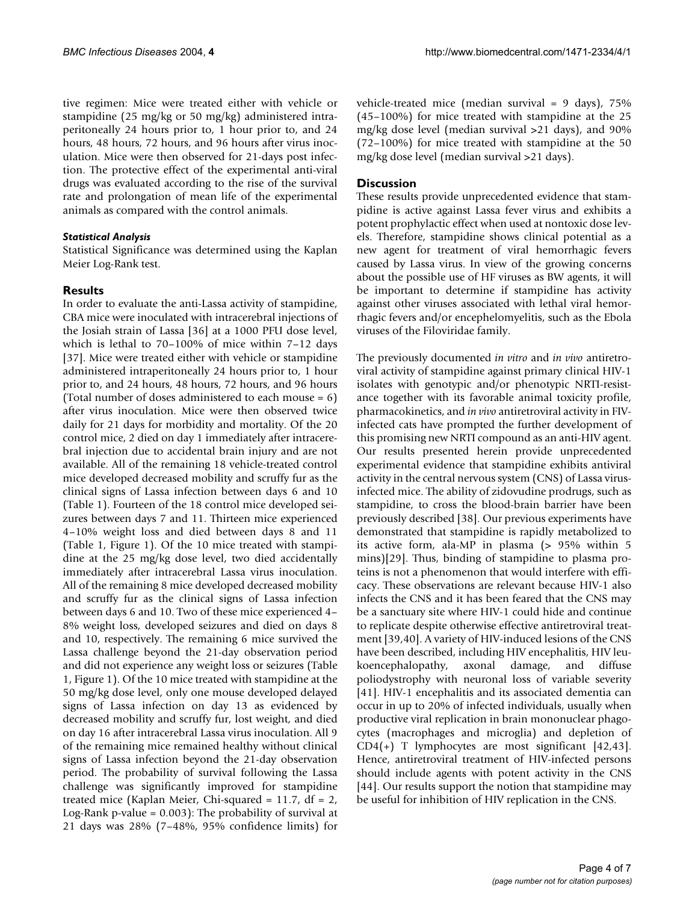tive regimen: Mice were treated either with vehicle or stampidine (25 mg/kg or 50 mg/kg) administered intraperitoneally 24 hours prior to, 1 hour prior to, and 24 hours, 48 hours, 72 hours, and 96 hours after virus inoculation. Mice were then observed for 21-days post infection. The protective effect of the experimental anti-viral drugs was evaluated according to the rise of the survival rate and prolongation of mean life of the experimental animals as compared with the control animals.

### *Statistical Analysis*

Statistical Significance was determined using the Kaplan Meier Log-Rank test.

## Results

In order to evaluate the anti-Lassa activity of stampidine, CBA mice were inoculated with intracerebral injections of the Josiah strain of Lassa [36] at a 1000 PFU dose level, which is lethal to 70–100% of mice within 7–12 days [37]. Mice were treated either with vehicle or stampidine administered intraperitoneally 24 hours prior to, 1 hour prior to, and 24 hours, 48 hours, 72 hours, and 96 hours (Total number of doses administered to each mouse = 6) after virus inoculation. Mice were then observed twice daily for 21 days for morbidity and mortality. Of the 20 control mice, 2 died on day 1 immediately after intracerebral injection due to accidental brain injury and are not available. All of the remaining 18 vehicle-treated control mice developed decreased mobility and scruffy fur as the clinical signs of Lassa infection between days 6 and 10 (Table 1). Fourteen of the 18 control mice developed seizures between days 7 and 11. Thirteen mice experienced 4–10% weight loss and died between days 8 and 11 (Table 1, Figure 1). Of the 10 mice treated with stampidine at the 25 mg/kg dose level, two died accidentally immediately after intracerebral Lassa virus inoculation. All of the remaining 8 mice developed decreased mobility and scruffy fur as the clinical signs of Lassa infection between days 6 and 10. Two of these mice experienced 4–8% weight loss, developed seizures and died on days 8 and 10, respectively. The remaining 6 mice survived the Lassa challenge beyond the 21-day observation period and did not experience any weight loss or seizures (Table 1, Figure 1). Of the 10 mice treated with stampidine at the 50 mg/kg dose level, only one mouse developed delayed signs of Lassa infection on day 13 as evidenced by decreased mobility and scruffy fur, lost weight, and died on day 16 after intracerebral Lassa virus inoculation. All 9 of the remaining mice remained healthy without clinical signs of Lassa infection beyond the 21-day observation period. The probability of survival following the Lassa challenge was significantly improved for stampidine treated mice (Kaplan Meier, Chi-squared = 11.7, df = 2, Log-Rank p-value = 0.003): The probability of survival at 21 days was 28% (7–48%, 95% confidence limits) for vehicle-treated mice (median survival = 9 days), 75% (45–100%) for mice treated with stampidine at the 25 mg/kg dose level (median survival >21 days), and 90% (72–100%) for mice treated with stampidine at the 50 mg/kg dose level (median survival >21 days).

## Discussion

These results provide unprecedented evidence that stampidine is active against Lassa fever virus and exhibits a potent prophylactic effect when used at nontoxic dose levels. Therefore, stampidine shows clinical potential as a new agent for treatment of viral hemorrhagic fevers caused by Lassa virus. In view of the growing concerns about the possible use of HF viruses as BW agents, it will be important to determine if stampidine has activity against other viruses associated with lethal viral hemorrhagic fevers and/or encephelomyelitis, such as the Ebola viruses of the Filoviridae family.

The previously documented *in vitro* and *in vivo* antiretroviral activity of stampidine against primary clinical HIV-1 isolates with genotypic and/or phenotypic NRTI-resistance together with its favorable animal toxicity profile, pharmacokinetics, and *in vivo* antiretroviral activity in FIV-infected cats have prompted the further development of this promising new NRTI compound as an anti-HIV agent. Our results presented herein provide unprecedented experimental evidence that stampidine exhibits antiviral activity in the central nervous system (CNS) of Lassa virus-infected mice. The ability of zidovudine prodrugs, such as stampidine, to cross the blood-brain barrier have been previously described [38]. Our previous experiments have demonstrated that stampidine is rapidly metabolized to its active form, ala-MP in plasma (> 95% within 5 mins)[29]. Thus, binding of stampidine to plasma proteins is not a phenomenon that would interfere with efficacy. These observations are relevant because HIV-1 also infects the CNS and it has been feared that the CNS may be a sanctuary site where HIV-1 could hide and continue to replicate despite otherwise effective antiretroviral treatment [39,40]. A variety of HIV-induced lesions of the CNS have been described, including HIV encephalitis, HIV leukoencephalopathy, axonal damage, and diffuse poliodystrophy with neuronal loss of variable severity [41]. HIV-1 encephalitis and its associated dementia can occur in up to 20% of infected individuals, usually when productive viral replication in brain mononuclear phagocytes (macrophages and microglia) and depletion of CD4(+) T lymphocytes are most significant [42,43]. Hence, antiretroviral treatment of HIV-infected persons should include agents with potent activity in the CNS [44]. Our results support the notion that stampidine may be useful for inhibition of HIV replication in the CNS.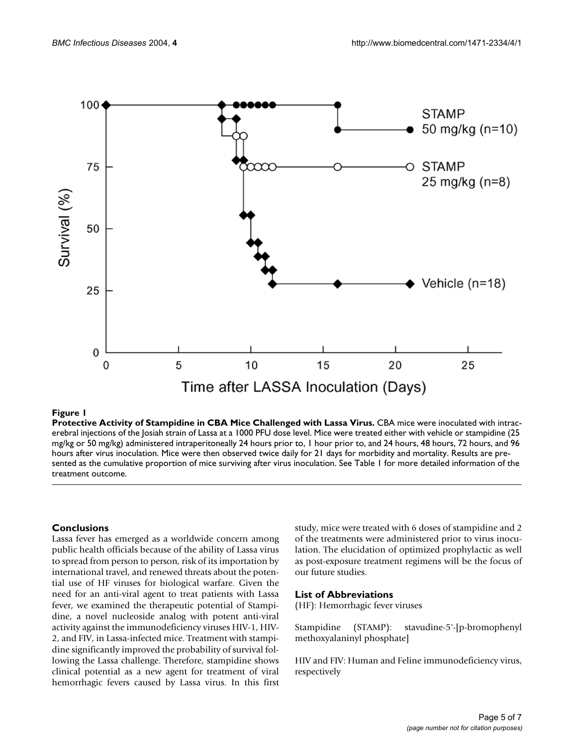**Figure 1**

**Protective Activity of Stampidine in CBA Mice Challenged with Lassa Virus.** CBA mice were inoculated with intracerebral injections of the Josiah strain of Lassa at a 1000 PFU dose level. Mice were treated either with vehicle or stampidine (25 mg/kg or 50 mg/kg) administered intraperitoneally 24 hours prior to, 1 hour prior to, and 24 hours, 48 hours, 72 hours, and 96 hours after virus inoculation. Mice were then observed twice daily for 21 days for morbidity and mortality. Results are presented as the cumulative proportion of mice surviving after virus inoculation. See Table 1 for more detailed information of the treatment outcome.

## Conclusions

Lassa fever has emerged as a worldwide concern among public health officials because of the ability of Lassa virus to spread from person to person, risk of its importation by international travel, and renewed threats about the potential use of HF viruses for biological warfare. Given the need for an anti-viral agent to treat patients with Lassa fever, we examined the therapeutic potential of Stampidine, a novel nucleoside analog with potent anti-viral activity against the immunodeficiency viruses HIV-1, HIV-2, and FIV, in Lassa-infected mice. Treatment with stampidine significantly improved the probability of survival following the Lassa challenge. Therefore, stampidine shows clinical potential as a new agent for treatment of viral hemorrhagic fevers caused by Lassa virus. In this first study, mice were treated with 6 doses of stampidine and 2 of the treatments were administered prior to virus inoculation. The elucidation of optimized prophylactic as well as post-exposure treatment regimens will be the focus of our future studies.

## List of Abbreviations

(HF): Hemorrhagic fever viruses

Stampidine (STAMP): stavudine-5'-[p-bromophenyl methoxyalaninyl phosphate]

HIV and FIV: Human and Feline immunodeficiency virus, respectively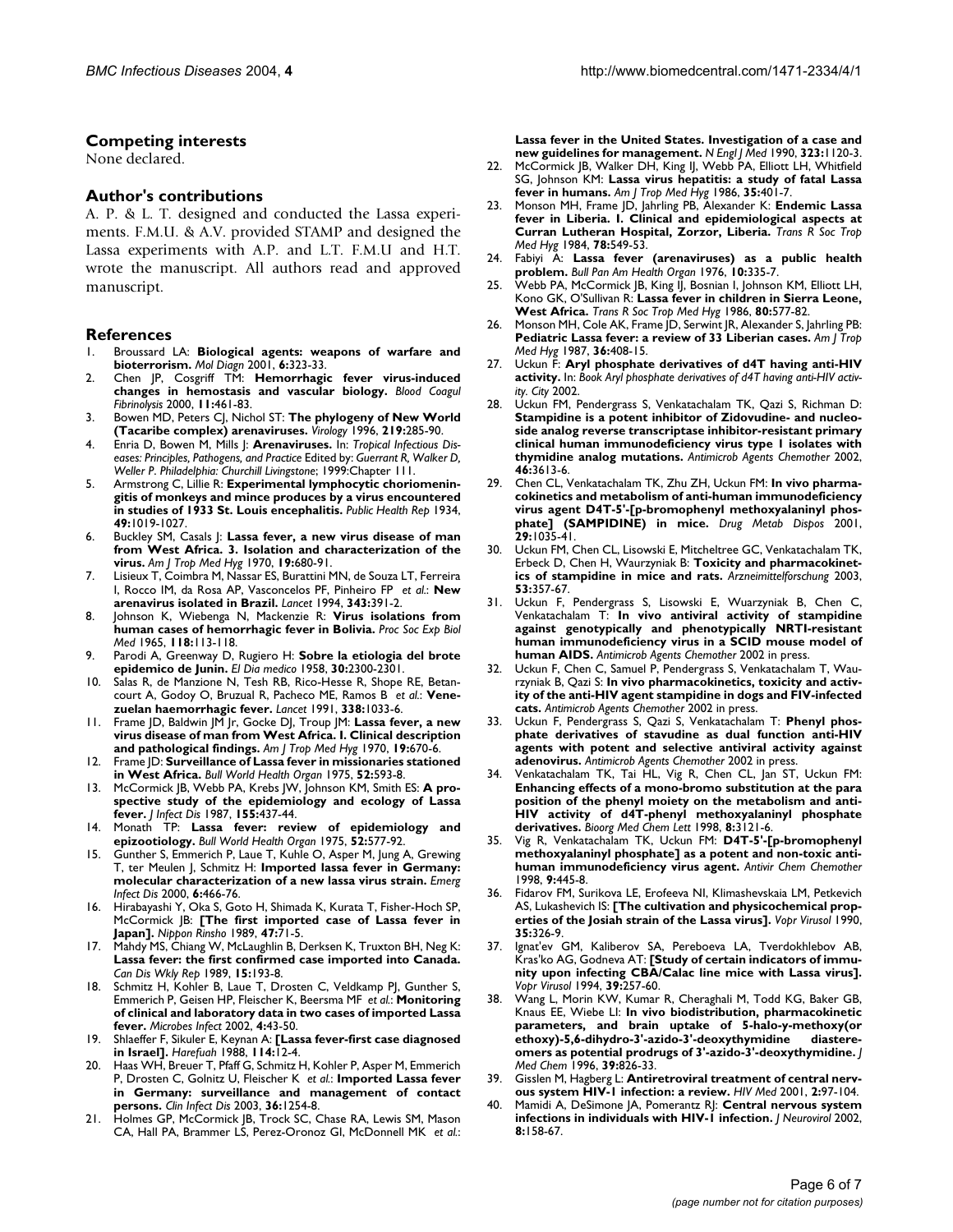## Competing interests

None declared.

## Author's contributions

A. P. & L. T. designed and conducted the Lassa experiments. F.M.U. & A.V. provided STAMP and designed the Lassa experiments with A.P. and L.T. F.M.U and H.T. wrote the manuscript. All authors read and approved manuscript.

## References

1. Broussard LA: **Biological agents: weapons of warfare and bioterrorism.** *Mol Diagn* 2001, **6:**323-33.
2. Chen JP, Cosgriff TM: **Hemorrhagic fever virus-induced changes in hemostasis and vascular biology.** *Blood Coagul Fibrinolysis* 2000, **11:**461-83.
3. Bowen MD, Peters CJ, Nichol ST: **The phylogeny of New World (Tacaribe complex) arenaviruses.** *Virology* 1996, **219:**285-90.
4. Enria D, Bowen M, Mills J: **Arenaviruses.** In: *Tropical Infectious Diseases: Principles, Pathogens, and Practice* Edited by: *Guerrant R, Walker D, Weller P. Philadelphia: Churchill Livingstone*; 1999:Chapter 111.
5. Armstrong C, Lillie R: **Experimental lymphocytic choriomeningitis of monkeys and mince produces by a virus encountered in studies of 1933 St. Louis encephalitis.** *Public Health Rep* 1934, **49:**1019-1027.
6. Buckley SM, Casals J: **Lassa fever, a new virus disease of man from West Africa. 3. Isolation and characterization of the virus.** *Am J Trop Med Hyg* 1970, **19:**680-91.
7. Lisieux T, Coimbra M, Nassar ES, Burattini MN, de Souza LT, Ferreira I, Rocco IM, da Rosa AP, Vasconcelos PF, Pinheiro FP *et al.*: **New arenavirus isolated in Brazil.** *Lancet* 1994, **343:**391-2.
8. Johnson K, Wiebenga N, Mackenzie R: **Virus isolations from human cases of hemorrhagic fever in Bolivia.** *Proc Soc Exp Biol Med* 1965, **118:**113-118.
9. Parodi A, Greenway D, Rugiero H: **Sobre la etiologia del brote epidemico de Junin.** *El Dia medico* 1958, **30:**2300-2301.
10. Salas R, de Manzione N, Tesh RB, Rico-Hesse R, Shope RE, Betancourt A, Godoy O, Bruzual R, Pacheco ME, Ramos B *et al.*: **Venezuelan haemorrhagic fever.** *Lancet* 1991, **338:**1033-6.
11. Frame JD, Baldwin JM Jr, Gocke DJ, Troup JM: **Lassa fever, a new virus disease of man from West Africa. I. Clinical description and pathological findings.** *Am J Trop Med Hyg* 1970, **19:**670-6.
12. Frame JD: **Surveillance of Lassa fever in missionaries stationed in West Africa.** *Bull World Health Organ* 1975, **52:**593-8.
13. McCormick JB, Webb PA, Krebs JW, Johnson KM, Smith ES: **A prospective study of the epidemiology and ecology of Lassa fever.** *J Infect Dis* 1987, **155:**437-44.
14. Monath TP: **Lassa fever: review of epidemiology and epizootiology.** *Bull World Health Organ* 1975, **52:**577-92.
15. Gunther S, Emmerich P, Laue T, Kuhle O, Asper M, Jung A, Grewing T, ter Meulen J, Schmitz H: **Imported lassa fever in Germany: molecular characterization of a new lassa virus strain.** *Emerg Infect Dis* 2000, **6:**466-76.
16. Hirabayashi Y, Oka S, Goto H, Shimada K, Kurata T, Fisher-Hoch SP, McCormick JB: **[The first imported case of Lassa fever in Japan].** *Nippon Rinsho* 1989, **47:**71-5.
17. Mahdy MS, Chiang W, McLaughlin B, Derksen K, Truxton BH, Neg K: **Lassa fever: the first confirmed case imported into Canada.** *Can Dis Wkly Rep* 1989, **15:**193-8.
18. Schmitz H, Kohler B, Laue T, Drosten C, Veldkamp PJ, Gunther S, Emmerich P, Geisen HP, Fleischer K, Beersma MF *et al.*: **Monitoring of clinical and laboratory data in two cases of imported Lassa fever.** *Microbes Infect* 2002, **4:**43-50.
19. Shlaeffer F, Sikuler E, Keynan A: **[Lassa fever-first case diagnosed in Israel].** *Harefuah* 1988, **114:**12-4.
20. Haas WH, Breuer T, Pfaff G, Schmitz H, Kohler P, Asper M, Emmerich P, Drosten C, Golnitz U, Fleischer K *et al.*: **Imported Lassa fever in Germany: surveillance and management of contact persons.** *Clin Infect Dis* 2003, **36:**1254-8.
21. Holmes GP, McCormick JB, Trock SC, Chase RA, Lewis SM, Mason CA, Hall PA, Brammer LS, Perez-Oronoz GI, McDonnell MK *et al.*: **Lassa fever in the United States. Investigation of a case and new guidelines for management.** *N Engl J Med* 1990, **323:**1120-3.
22. McCormick JB, Walker DH, King IJ, Webb PA, Elliott LH, Whitfield SG, Johnson KM: **Lassa virus hepatitis: a study of fatal Lassa fever in humans.** *Am J Trop Med Hyg* 1986, **35:**401-7.
23. Monson MH, Frame JD, Jahrling PB, Alexander K: **Endemic Lassa fever in Liberia. I. Clinical and epidemiological aspects at Curran Lutheran Hospital, Zorzor, Liberia.** *Trans R Soc Trop Med Hyg* 1984, **78:**549-53.
24. Fabiyi A: **Lassa fever (arenaviruses) as a public health problem.** *Bull Pan Am Health Organ* 1976, **10:**335-7.
25. Webb PA, McCormick JB, King IJ, Bosnian I, Johnson KM, Elliott LH, Kono GK, O'Sullivan R: **Lassa fever in children in Sierra Leone, West Africa.** *Trans R Soc Trop Med Hyg* 1986, **80:**577-82.
26. Monson MH, Cole AK, Frame JD, Serwint JR, Alexander S, Jahrling PB: **Pediatric Lassa fever: a review of 33 Liberian cases.** *Am J Trop Med Hyg* 1987, **36:**408-15.
27. Uckun F: **Aryl phosphate derivatives of d4T having anti-HIV activity.** In: *Book Aryl phosphate derivatives of d4T having anti-HIV activity. City* 2002.
28. Uckun FM, Pendergrass S, Venkatachalam TK, Qazi S, Richman D: **Stampidine is a potent inhibitor of Zidovudine- and nucleoside analog reverse transcriptase inhibitor-resistant primary clinical human immunodeficiency virus type 1 isolates with thymidine analog mutations.** *Antimicrob Agents Chemother* 2002, **46:**3613-6.
29. Chen CL, Venkatachalam TK, Zhu ZH, Uckun FM: **In vivo pharmacokinetics and metabolism of anti-human immunodeficiency virus agent D4T-5'-[p-bromophenyl methoxyalaninyl phosphate] (SAMPIDINE) in mice.** *Drug Metab Dispos* 2001, **29:**1035-41.
30. Uckun FM, Chen CL, Lisowski E, Mitcheltree GC, Venkatachalam TK, Erbeck D, Chen H, Waurzyniak B: **Toxicity and pharmacokinetics of stampidine in mice and rats.** *Arzneimittelforschung* 2003, **53:**357-67.
31. Uckun F, Pendergrass S, Lisowski E, Wuarzyniak B, Chen C, Venkatachalam T: **In vivo antiviral activity of stampidine against genotypically and phenotypically NRTI-resistant human immunodeficiency virus in a SCID mouse model of human AIDS.** *Antimicrob Agents Chemother* 2002 in press.
32. Uckun F, Chen C, Samuel P, Pendergrass S, Venkatachalam T, Waurzyniak B, Qazi S: **In vivo pharmacokinetics, toxicity and activity of the anti-HIV agent stampidine in dogs and FIV-infected cats.** *Antimicrob Agents Chemother* 2002 in press.
33. Uckun F, Pendergrass S, Qazi S, Venkatachalam T: **Phenyl phosphate derivatives of stavudine as dual function anti-HIV agents with potent and selective antiviral activity against adenovirus.** *Antimicrob Agents Chemother* 2002 in press.
34. Venkatachalam TK, Tai HL, Vig R, Chen CL, Jan ST, Uckun FM: **Enhancing effects of a mono-bromo substitution at the para position of the phenyl moiety on the metabolism and anti-HIV activity of d4T-phenyl methoxyalaninyl phosphate derivatives.** *Bioorg Med Chem Lett* 1998, **8:**3121-6.
35. Vig R, Venkatachalam TK, Uckun FM: **D4T-5'-[p-bromophenyl methoxyalaninyl phosphate] as a potent and non-toxic anti-human immunodeficiency virus agent.** *Antivir Chem Chemother* 1998, **9:**445-8.
36. Fidarov FM, Surikova LE, Erofeeva NI, Klimashevskaia LM, Petkevich AS, Lukashevich IS: **[The cultivation and physicochemical properties of the Josiah strain of the Lassa virus].** *Vopr Virusol* 1990, **35:**326-9.
37. Ignat'ev GM, Kaliberov SA, Pereboeva LA, Tverdokhlebov AB, Kras'ko AG, Godneva AT: **[Study of certain indicators of immunity upon infecting CBA/Calac line mice with Lassa virus].** *Vopr Virusol* 1994, **39:**257-60.
38. Wang L, Morin KW, Kumar R, Cheraghali M, Todd KG, Baker GB, Knaus EE, Wiebe LI: **In vivo biodistribution, pharmacokinetic parameters, and brain uptake of 5-halo-y-methoxy(or ethoxy)-5,6-dihydro-3'-azido-3'-deoxythymidine diastereomers as potential prodrugs of 3'-azido-3'-deoxythymidine.** *J Med Chem* 1996, **39:**826-33.
39. Gisslen M, Hagberg L: **Antiretroviral treatment of central nervous system HIV-1 infection: a review.** *HIV Med* 2001, **2:**97-104.
40. Mamidi A, DeSimone JA, Pomerantz RJ: **Central nervous system infections in individuals with HIV-1 infection.** *J Neurovirol* 2002, **8:**158-67.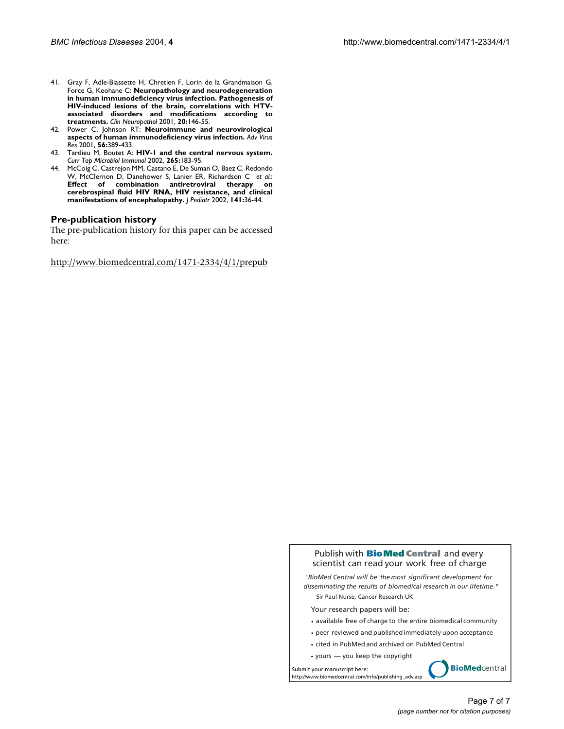41. Gray F, Adle-Biassette H, Chretien F, Lorin de la Grandmaison G, Force G, Keohane C: **Neuropathology and neurodegeneration in human immunodeficiency virus infection. Pathogenesis of HIV-induced lesions of the brain, correlations with HTV-associated disorders and modifications according to treatments.** *Clin Neuropathol* 2001, **20:**146-55.
42. Power C, Johnson RT: **Neuroimmune and neurovirological aspects of human immunodeficiency virus infection.** *Adv Virus Res* 2001, **56:**389-433.
43. Tardieu M, Boutet A: **HIV-1 and the central nervous system.** *Curr Top Microbiol Immunol* 2002, **265:**183-95.
44. McCoig C, Castrejon MM, Castano E, De Suman O, Baez C, Redondo W, McClernon D, Danehower S, Lanier ER, Richardson C *et al.*: **Effect of combination antiretroviral therapy on cerebrospinal fluid HIV RNA, HIV resistance, and clinical manifestations of encephalopathy.** *J Pediatr* 2002, **141:**36-44.

## Pre-publication history

The pre-publication history for this paper can be accessed here:

http://www.biomedcentral.com/1471-2334/4/1/prepub

Publish with **BioMed Central** and every scientist can read your work free of charge

*"BioMed Central will be the most significant development for disseminating the results of biomedical research in our lifetime."*

Sir Paul Nurse, Cancer Research UK

Your research papers will be:

- available free of charge to the entire biomedical community
- peer reviewed and published immediately upon acceptance
- cited in PubMed and archived on PubMed Central
- yours — you keep the copyright

Submit your manuscript here:
http://www.biomedcentral.com/info/publishing_adv.asp

**BioMed**central